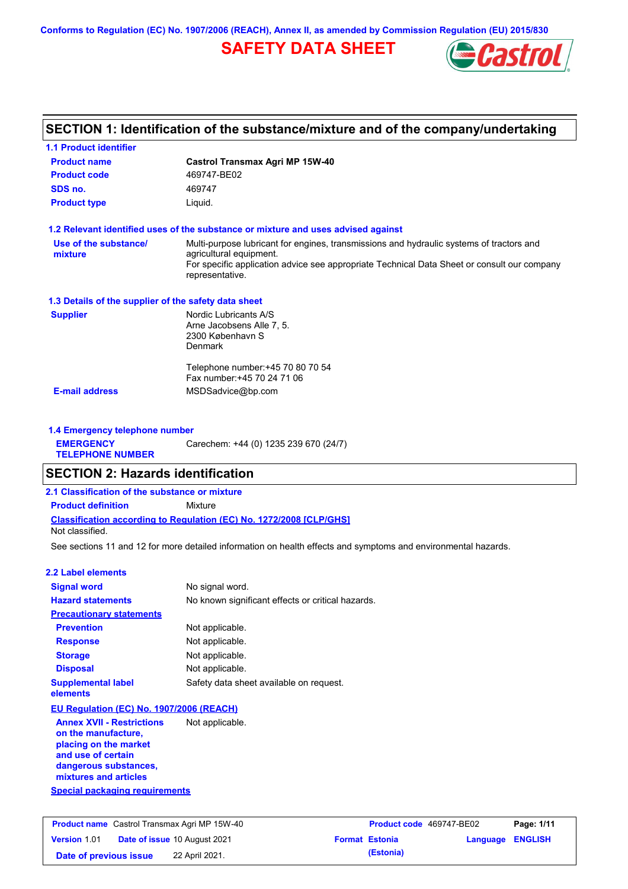Conforms to Regulation (EC) No. 1907/2006 (REACH), Annex II, as amended by Commission Regulation (EU) 2015/830

# SAFETY DATA SHEET

## SECTION 1: Identification of the substance/mixture and of the company/undertaking

### 1.1 Product identifier

| | |
|---|---|
| **Product name** | **Castrol Transmax Agri MP 15W-40** |
| **Product code** | 469747-BE02 |
| **SDS no.** | 469747 |
| **Product type** | Liquid. |

### 1.2 Relevant identified uses of the substance or mixture and uses advised against

**Use of the substance/ mixture**
Multi-purpose lubricant for engines, transmissions and hydraulic systems of tractors and agricultural equipment.
For specific application advice see appropriate Technical Data Sheet or consult our company representative.

### 1.3 Details of the supplier of the safety data sheet

**Supplier**
Nordic Lubricants A/S
Arne Jacobsens Alle 7, 5.
2300 København S
Denmark

Telephone number:+45 70 80 70 54
Fax number:+45 70 24 71 06

**E-mail address** MSDSadvice@bp.com

### 1.4 Emergency telephone number

**EMERGENCY TELEPHONE NUMBER** Carechem: +44 (0) 1235 239 670 (24/7)

## SECTION 2: Hazards identification

### 2.1 Classification of the substance or mixture

**Product definition** Mixture

**Classification according to Regulation (EC) No. 1272/2008 [CLP/GHS]**
Not classified.

See sections 11 and 12 for more detailed information on health effects and symptoms and environmental hazards.

### 2.2 Label elements

| | |
|---|---|
| **Signal word** | No signal word. |
| **Hazard statements** | No known significant effects or critical hazards. |

**Precautionary statements**

| | |
|---|---|
| **Prevention** | Not applicable. |
| **Response** | Not applicable. |
| **Storage** | Not applicable. |
| **Disposal** | Not applicable. |
| **Supplemental label elements** | Safety data sheet available on request. |

**EU Regulation (EC) No. 1907/2006 (REACH)**

| | |
|---|---|
| **Annex XVII - Restrictions on the manufacture, placing on the market and use of certain dangerous substances, mixtures and articles** | Not applicable. |

**Special packaging requirements**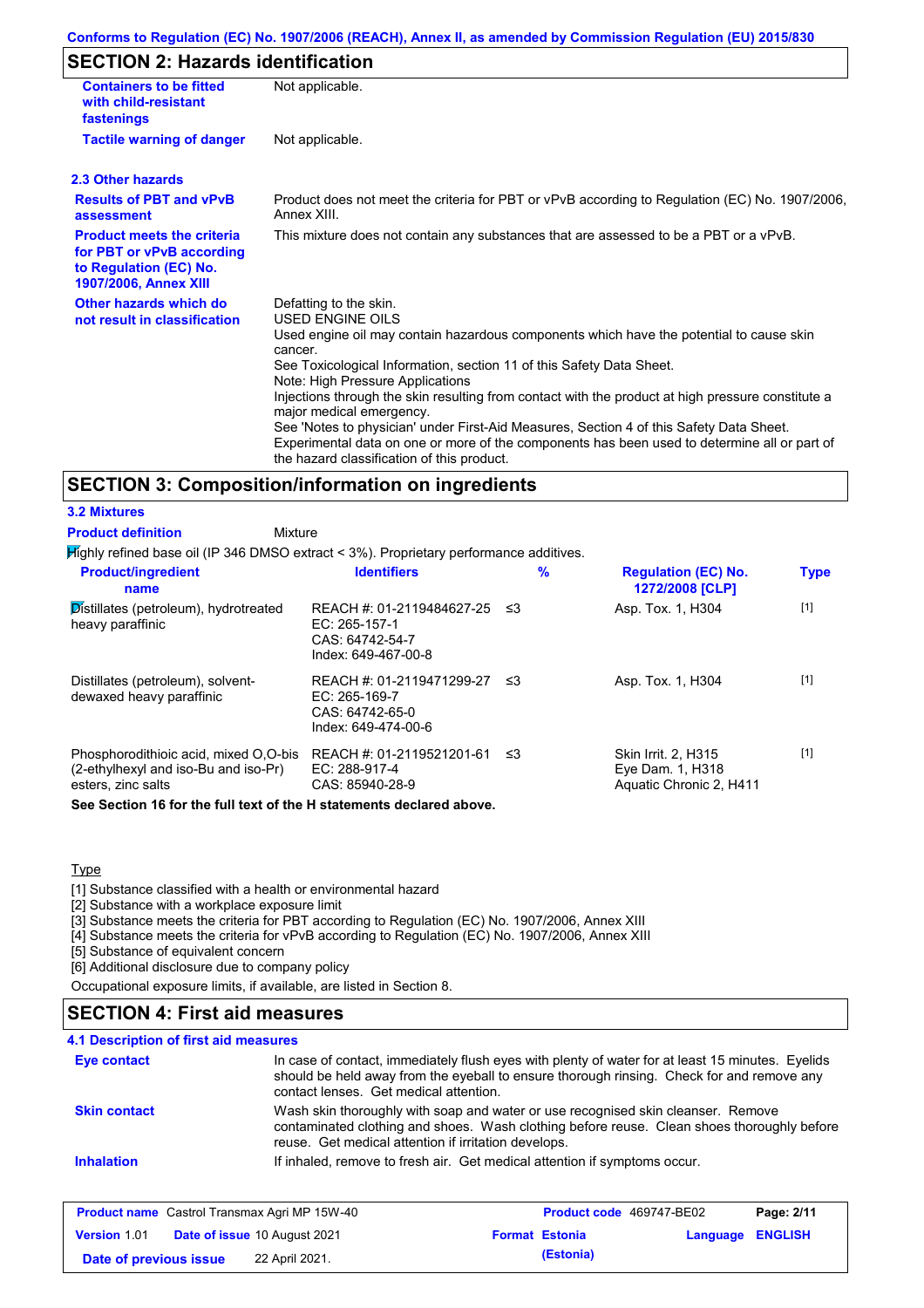## SECTION 2: Hazards identification

| | |
|---|---|
| **Containers to be fitted with child-resistant fastenings** | Not applicable. |
| **Tactile warning of danger** | Not applicable. |

### 2.3 Other hazards

| | |
|---|---|
| **Results of PBT and vPvB assessment** | Product does not meet the criteria for PBT or vPvB according to Regulation (EC) No. 1907/2006, Annex XIII. |
| **Product meets the criteria for PBT or vPvB according to Regulation (EC) No. 1907/2006, Annex XIII** | This mixture does not contain any substances that are assessed to be a PBT or a vPvB. |
| **Other hazards which do not result in classification** | Defatting to the skin.<br>USED ENGINE OILS<br>Used engine oil may contain hazardous components which have the potential to cause skin cancer.<br>See Toxicological Information, section 11 of this Safety Data Sheet.<br>Note: High Pressure Applications<br>Injections through the skin resulting from contact with the product at high pressure constitute a major medical emergency.<br>See 'Notes to physician' under First-Aid Measures, Section 4 of this Safety Data Sheet.<br>Experimental data on one or more of the components has been used to determine all or part of the hazard classification of this product. |

## SECTION 3: Composition/information on ingredients

### 3.2 Mixtures

**Product definition** Mixture

Highly refined base oil (IP 346 DMSO extract < 3%). Proprietary performance additives.

| Product/ingredient name | Identifiers | % | Regulation (EC) No. 1272/2008 [CLP] | Type |
|---|---|---|---|---|
| Distillates (petroleum), hydrotreated heavy paraffinic | REACH #: 01-2119484627-25<br>EC: 265-157-1<br>CAS: 64742-54-7<br>Index: 649-467-00-8 | ≤3 | Asp. Tox. 1, H304 | [1] |
| Distillates (petroleum), solvent-dewaxed heavy paraffinic | REACH #: 01-2119471299-27<br>EC: 265-169-7<br>CAS: 64742-65-0<br>Index: 649-474-00-6 | ≤3 | Asp. Tox. 1, H304 | [1] |
| Phosphorodithioic acid, mixed O,O-bis (2-ethylhexyl and iso-Bu and iso-Pr) esters, zinc salts | REACH #: 01-2119521201-61<br>EC: 288-917-4<br>CAS: 85940-28-9 | ≤3 | Skin Irrit. 2, H315<br>Eye Dam. 1, H318<br>Aquatic Chronic 2, H411 | [1] |

**See Section 16 for the full text of the H statements declared above.**

Type

[1] Substance classified with a health or environmental hazard
[2] Substance with a workplace exposure limit
[3] Substance meets the criteria for PBT according to Regulation (EC) No. 1907/2006, Annex XIII
[4] Substance meets the criteria for vPvB according to Regulation (EC) No. 1907/2006, Annex XIII
[5] Substance of equivalent concern
[6] Additional disclosure due to company policy

Occupational exposure limits, if available, are listed in Section 8.

## SECTION 4: First aid measures

### 4.1 Description of first aid measures

| | |
|---|---|
| **Eye contact** | In case of contact, immediately flush eyes with plenty of water for at least 15 minutes. Eyelids should be held away from the eyeball to ensure thorough rinsing. Check for and remove any contact lenses. Get medical attention. |
| **Skin contact** | Wash skin thoroughly with soap and water or use recognised skin cleanser. Remove contaminated clothing and shoes. Wash clothing before reuse. Clean shoes thoroughly before reuse. Get medical attention if irritation develops. |
| **Inhalation** | If inhaled, remove to fresh air. Get medical attention if symptoms occur. |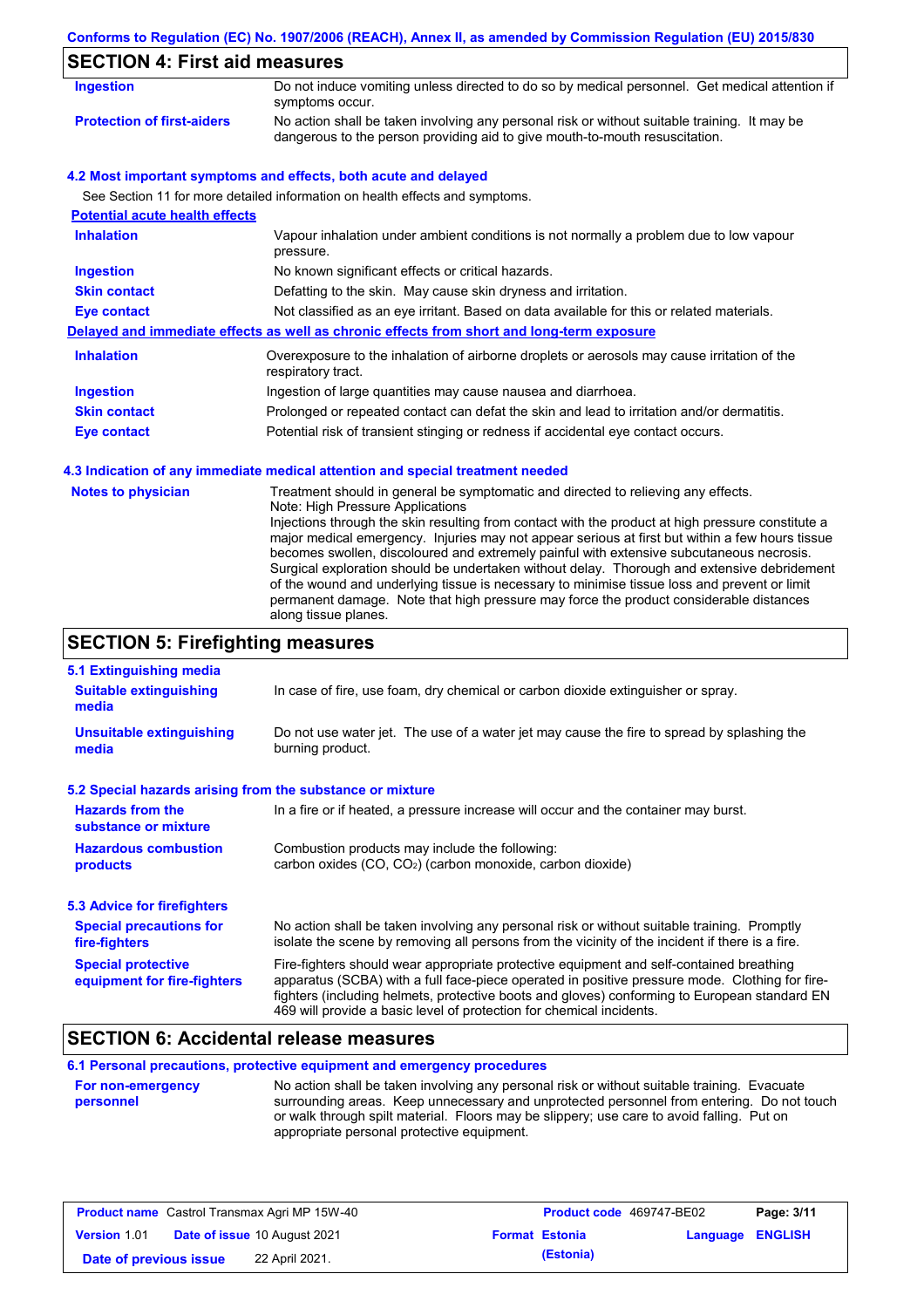## SECTION 4: First aid measures

| | |
|---|---|
| **Ingestion** | Do not induce vomiting unless directed to do so by medical personnel. Get medical attention if symptoms occur. |
| **Protection of first-aiders** | No action shall be taken involving any personal risk or without suitable training. It may be dangerous to the person providing aid to give mouth-to-mouth resuscitation. |

### 4.2 Most important symptoms and effects, both acute and delayed

See Section 11 for more detailed information on health effects and symptoms.

**Potential acute health effects**

| | |
|---|---|
| **Inhalation** | Vapour inhalation under ambient conditions is not normally a problem due to low vapour pressure. |
| **Ingestion** | No known significant effects or critical hazards. |
| **Skin contact** | Defatting to the skin. May cause skin dryness and irritation. |
| **Eye contact** | Not classified as an eye irritant. Based on data available for this or related materials. |

**Delayed and immediate effects as well as chronic effects from short and long-term exposure**

| | |
|---|---|
| **Inhalation** | Overexposure to the inhalation of airborne droplets or aerosols may cause irritation of the respiratory tract. |
| **Ingestion** | Ingestion of large quantities may cause nausea and diarrhoea. |
| **Skin contact** | Prolonged or repeated contact can defat the skin and lead to irritation and/or dermatitis. |
| **Eye contact** | Potential risk of transient stinging or redness if accidental eye contact occurs. |

### 4.3 Indication of any immediate medical attention and special treatment needed

| | |
|---|---|
| **Notes to physician** | Treatment should in general be symptomatic and directed to relieving any effects. Note: High Pressure Applications Injections through the skin resulting from contact with the product at high pressure constitute a major medical emergency. Injuries may not appear serious at first but within a few hours tissue becomes swollen, discoloured and extremely painful with extensive subcutaneous necrosis. Surgical exploration should be undertaken without delay. Thorough and extensive debridement of the wound and underlying tissue is necessary to minimise tissue loss and prevent or limit permanent damage. Note that high pressure may force the product considerable distances along tissue planes. |

## SECTION 5: Firefighting measures

### 5.1 Extinguishing media

| | |
|---|---|
| **Suitable extinguishing media** | In case of fire, use foam, dry chemical or carbon dioxide extinguisher or spray. |
| **Unsuitable extinguishing media** | Do not use water jet. The use of a water jet may cause the fire to spread by splashing the burning product. |

### 5.2 Special hazards arising from the substance or mixture

| | |
|---|---|
| **Hazards from the substance or mixture** | In a fire or if heated, a pressure increase will occur and the container may burst. |
| **Hazardous combustion products** | Combustion products may include the following: carbon oxides (CO, $CO_2$) (carbon monoxide, carbon dioxide) |

### 5.3 Advice for firefighters

| | |
|---|---|
| **Special precautions for fire-fighters** | No action shall be taken involving any personal risk or without suitable training. Promptly isolate the scene by removing all persons from the vicinity of the incident if there is a fire. |
| **Special protective equipment for fire-fighters** | Fire-fighters should wear appropriate protective equipment and self-contained breathing apparatus (SCBA) with a full face-piece operated in positive pressure mode. Clothing for fire-fighters (including helmets, protective boots and gloves) conforming to European standard EN 469 will provide a basic level of protection for chemical incidents. |

## SECTION 6: Accidental release measures

### 6.1 Personal precautions, protective equipment and emergency procedures

| | |
|---|---|
| **For non-emergency personnel** | No action shall be taken involving any personal risk or without suitable training. Evacuate surrounding areas. Keep unnecessary and unprotected personnel from entering. Do not touch or walk through spilt material. Floors may be slippery; use care to avoid falling. Put on appropriate personal protective equipment. |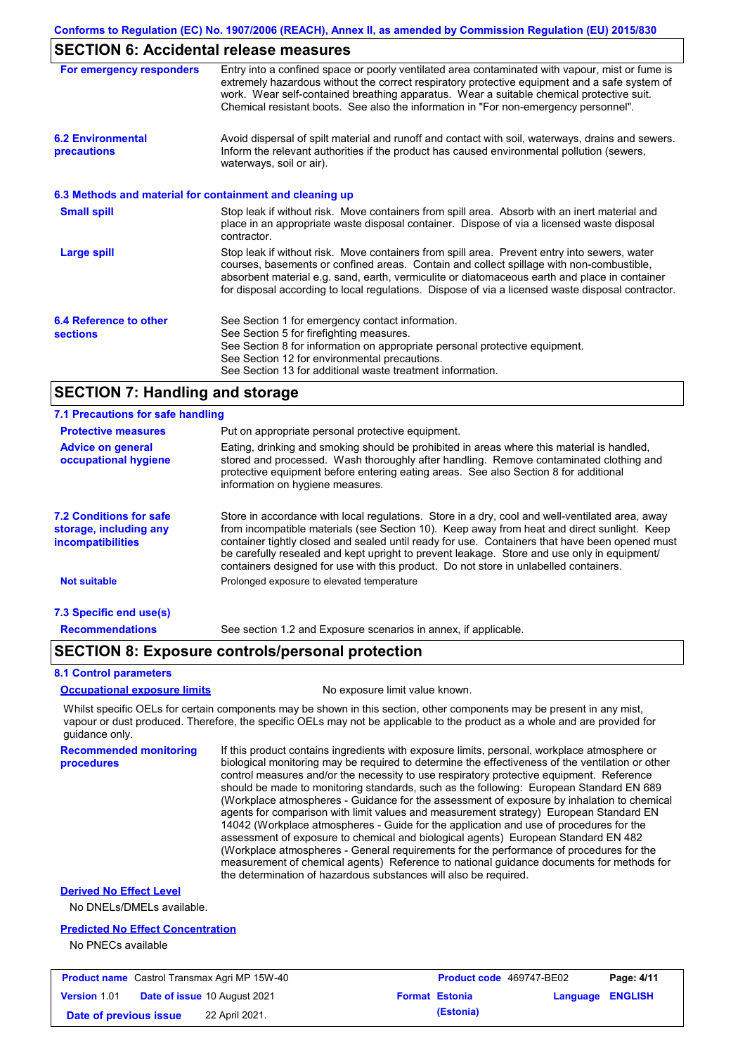## SECTION 6: Accidental release measures

**For emergency responders**

Entry into a confined space or poorly ventilated area contaminated with vapour, mist or fume is extremely hazardous without the correct respiratory protective equipment and a safe system of work. Wear self-contained breathing apparatus. Wear a suitable chemical protective suit. Chemical resistant boots. See also the information in "For non-emergency personnel".

**6.2 Environmental precautions**

Avoid dispersal of spilt material and runoff and contact with soil, waterways, drains and sewers. Inform the relevant authorities if the product has caused environmental pollution (sewers, waterways, soil or air).

### 6.3 Methods and material for containment and cleaning up

**Small spill**

Stop leak if without risk. Move containers from spill area. Absorb with an inert material and place in an appropriate waste disposal container. Dispose of via a licensed waste disposal contractor.

**Large spill**

Stop leak if without risk. Move containers from spill area. Prevent entry into sewers, water courses, basements or confined areas. Contain and collect spillage with non-combustible, absorbent material e.g. sand, earth, vermiculite or diatomaceous earth and place in container for disposal according to local regulations. Dispose of via a licensed waste disposal contractor.

**6.4 Reference to other sections**

See Section 1 for emergency contact information.
See Section 5 for firefighting measures.
See Section 8 for information on appropriate personal protective equipment.
See Section 12 for environmental precautions.
See Section 13 for additional waste treatment information.

## SECTION 7: Handling and storage

### 7.1 Precautions for safe handling

**Protective measures**

Put on appropriate personal protective equipment.

**Advice on general occupational hygiene**

Eating, drinking and smoking should be prohibited in areas where this material is handled, stored and processed. Wash thoroughly after handling. Remove contaminated clothing and protective equipment before entering eating areas. See also Section 8 for additional information on hygiene measures.

**7.2 Conditions for safe storage, including any incompatibilities**

Store in accordance with local regulations. Store in a dry, cool and well-ventilated area, away from incompatible materials (see Section 10). Keep away from heat and direct sunlight. Keep container tightly closed and sealed until ready for use. Containers that have been opened must be carefully resealed and kept upright to prevent leakage. Store and use only in equipment/ containers designed for use with this product. Do not store in unlabelled containers.

**Not suitable**

Prolonged exposure to elevated temperature

### 7.3 Specific end use(s)

**Recommendations**

See section 1.2 and Exposure scenarios in annex, if applicable.

## SECTION 8: Exposure controls/personal protection

### 8.1 Control parameters

**Occupational exposure limits**

No exposure limit value known.

Whilst specific OELs for certain components may be shown in this section, other components may be present in any mist, vapour or dust produced. Therefore, the specific OELs may not be applicable to the product as a whole and are provided for guidance only.

**Recommended monitoring procedures**

If this product contains ingredients with exposure limits, personal, workplace atmosphere or biological monitoring may be required to determine the effectiveness of the ventilation or other control measures and/or the necessity to use respiratory protective equipment. Reference should be made to monitoring standards, such as the following: European Standard EN 689 (Workplace atmospheres - Guidance for the assessment of exposure by inhalation to chemical agents for comparison with limit values and measurement strategy) European Standard EN 14042 (Workplace atmospheres - Guide for the application and use of procedures for the assessment of exposure to chemical and biological agents) European Standard EN 482 (Workplace atmospheres - General requirements for the performance of procedures for the measurement of chemical agents) Reference to national guidance documents for methods for the determination of hazardous substances will also be required.

**Derived No Effect Level**

No DNELs/DMELs available.

**Predicted No Effect Concentration**

No PNECs available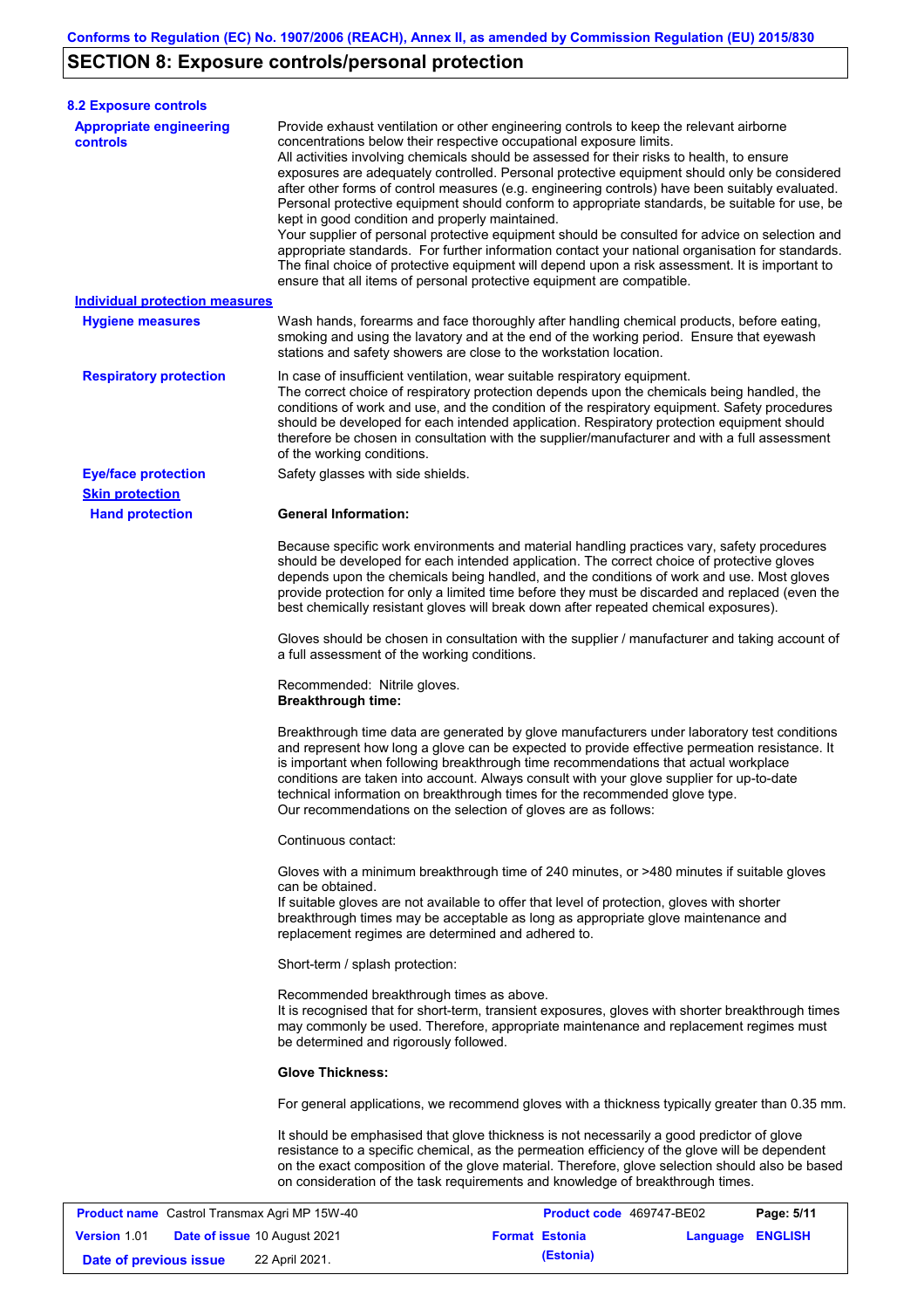## SECTION 8: Exposure controls/personal protection

### 8.2 Exposure controls

**Appropriate engineering controls**

Provide exhaust ventilation or other engineering controls to keep the relevant airborne concentrations below their respective occupational exposure limits.
All activities involving chemicals should be assessed for their risks to health, to ensure exposures are adequately controlled. Personal protective equipment should only be considered after other forms of control measures (e.g. engineering controls) have been suitably evaluated. Personal protective equipment should conform to appropriate standards, be suitable for use, be kept in good condition and properly maintained.
Your supplier of personal protective equipment should be consulted for advice on selection and appropriate standards. For further information contact your national organisation for standards. The final choice of protective equipment will depend upon a risk assessment. It is important to ensure that all items of personal protective equipment are compatible.

**Individual protection measures**

**Hygiene measures**

Wash hands, forearms and face thoroughly after handling chemical products, before eating, smoking and using the lavatory and at the end of the working period. Ensure that eyewash stations and safety showers are close to the workstation location.

**Respiratory protection**

In case of insufficient ventilation, wear suitable respiratory equipment.
The correct choice of respiratory protection depends upon the chemicals being handled, the conditions of work and use, and the condition of the respiratory equipment. Safety procedures should be developed for each intended application. Respiratory protection equipment should therefore be chosen in consultation with the supplier/manufacturer and with a full assessment of the working conditions.

**Eye/face protection**

Safety glasses with side shields.

**Skin protection**

**Hand protection**

**General Information:**

Because specific work environments and material handling practices vary, safety procedures should be developed for each intended application. The correct choice of protective gloves depends upon the chemicals being handled, and the conditions of work and use. Most gloves provide protection for only a limited time before they must be discarded and replaced (even the best chemically resistant gloves will break down after repeated chemical exposures).

Gloves should be chosen in consultation with the supplier / manufacturer and taking account of a full assessment of the working conditions.

Recommended: Nitrile gloves.
**Breakthrough time:**

Breakthrough time data are generated by glove manufacturers under laboratory test conditions and represent how long a glove can be expected to provide effective permeation resistance. It is important when following breakthrough time recommendations that actual workplace conditions are taken into account. Always consult with your glove supplier for up-to-date technical information on breakthrough times for the recommended glove type.
Our recommendations on the selection of gloves are as follows:

Continuous contact:

Gloves with a minimum breakthrough time of 240 minutes, or >480 minutes if suitable gloves can be obtained.
If suitable gloves are not available to offer that level of protection, gloves with shorter breakthrough times may be acceptable as long as appropriate glove maintenance and replacement regimes are determined and adhered to.

Short-term / splash protection:

Recommended breakthrough times as above.
It is recognised that for short-term, transient exposures, gloves with shorter breakthrough times may commonly be used. Therefore, appropriate maintenance and replacement regimes must be determined and rigorously followed.

**Glove Thickness:**

For general applications, we recommend gloves with a thickness typically greater than 0.35 mm.

It should be emphasised that glove thickness is not necessarily a good predictor of glove resistance to a specific chemical, as the permeation efficiency of the glove will be dependent on the exact composition of the glove material. Therefore, glove selection should also be based on consideration of the task requirements and knowledge of breakthrough times.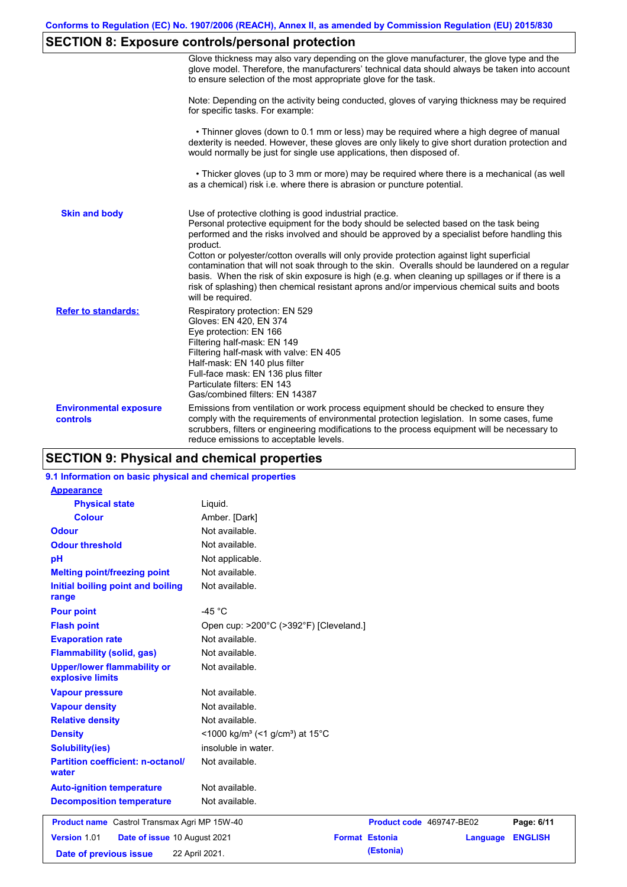## SECTION 8: Exposure controls/personal protection

Glove thickness may also vary depending on the glove manufacturer, the glove type and the glove model. Therefore, the manufacturers' technical data should always be taken into account to ensure selection of the most appropriate glove for the task.

Note: Depending on the activity being conducted, gloves of varying thickness may be required for specific tasks. For example:

• Thinner gloves (down to 0.1 mm or less) may be required where a high degree of manual dexterity is needed. However, these gloves are only likely to give short duration protection and would normally be just for single use applications, then disposed of.

• Thicker gloves (up to 3 mm or more) may be required where there is a mechanical (as well as a chemical) risk i.e. where there is abrasion or puncture potential.

**Skin and body**

Use of protective clothing is good industrial practice.
Personal protective equipment for the body should be selected based on the task being performed and the risks involved and should be approved by a specialist before handling this product.
Cotton or polyester/cotton overalls will only provide protection against light superficial contamination that will not soak through to the skin. Overalls should be laundered on a regular basis. When the risk of skin exposure is high (e.g. when cleaning up spillages or if there is a risk of splashing) then chemical resistant aprons and/or impervious chemical suits and boots will be required.

**Refer to standards:**

Respiratory protection: EN 529
Gloves: EN 420, EN 374
Eye protection: EN 166
Filtering half-mask: EN 149
Filtering half-mask with valve: EN 405
Half-mask: EN 140 plus filter
Full-face mask: EN 136 plus filter
Particulate filters: EN 143
Gas/combined filters: EN 14387

**Environmental exposure controls**

Emissions from ventilation or work process equipment should be checked to ensure they comply with the requirements of environmental protection legislation. In some cases, fume scrubbers, filters or engineering modifications to the process equipment will be necessary to reduce emissions to acceptable levels.

## SECTION 9: Physical and chemical properties

### 9.1 Information on basic physical and chemical properties

**Appearance**

| Property | Value |
|---|---|
| Physical state | Liquid. |
| Colour | Amber. [Dark] |
| Odour | Not available. |
| Odour threshold | Not available. |
| pH | Not applicable. |
| Melting point/freezing point | Not available. |
| Initial boiling point and boiling range | Not available. |
| Pour point | -45 °C |
| Flash point | Open cup: >200°C (>392°F) [Cleveland.] |
| Evaporation rate | Not available. |
| Flammability (solid, gas) | Not available. |
| Upper/lower flammability or explosive limits | Not available. |
| Vapour pressure | Not available. |
| Vapour density | Not available. |
| Relative density | Not available. |
| Density | <1000 kg/m³ (<1 g/cm³) at 15°C |
| Solubility(ies) | insoluble in water. |
| Partition coefficient: n-octanol/water | Not available. |
| Auto-ignition temperature | Not available. |
| Decomposition temperature | Not available. |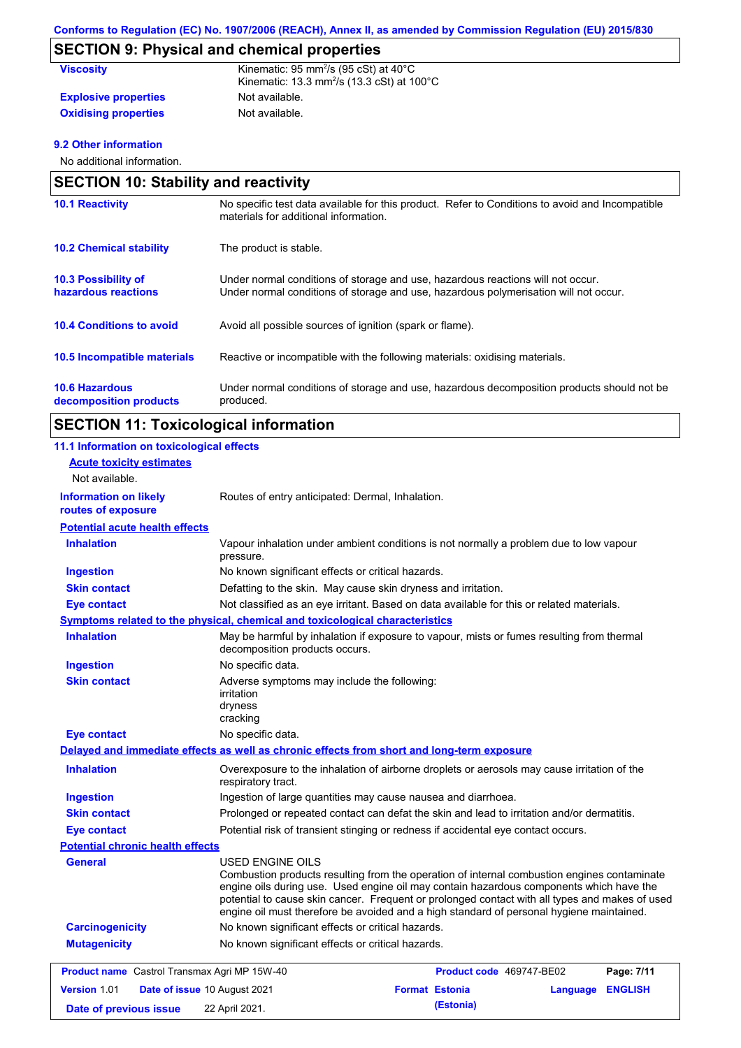## SECTION 9: Physical and chemical properties

| | |
|---|---|
| **Viscosity** | Kinematic: 95 $mm^2/s$ (95 cSt) at 40°C<br>Kinematic: 13.3 $mm^2/s$ (13.3 cSt) at 100°C |
| **Explosive properties** | Not available. |
| **Oxidising properties** | Not available. |

**9.2 Other information**

No additional information.

## SECTION 10: Stability and reactivity

| | |
|---|---|
| **10.1 Reactivity** | No specific test data available for this product. Refer to Conditions to avoid and Incompatible materials for additional information. |
| **10.2 Chemical stability** | The product is stable. |
| **10.3 Possibility of hazardous reactions** | Under normal conditions of storage and use, hazardous reactions will not occur.<br>Under normal conditions of storage and use, hazardous polymerisation will not occur. |
| **10.4 Conditions to avoid** | Avoid all possible sources of ignition (spark or flame). |
| **10.5 Incompatible materials** | Reactive or incompatible with the following materials: oxidising materials. |
| **10.6 Hazardous decomposition products** | Under normal conditions of storage and use, hazardous decomposition products should not be produced. |

## SECTION 11: Toxicological information

**11.1 Information on toxicological effects**

**Acute toxicity estimates**

Not available.

| | |
|---|---|
| **Information on likely routes of exposure** | Routes of entry anticipated: Dermal, Inhalation. |

**Potential acute health effects**

| | |
|---|---|
| **Inhalation** | Vapour inhalation under ambient conditions is not normally a problem due to low vapour pressure. |
| **Ingestion** | No known significant effects or critical hazards. |
| **Skin contact** | Defatting to the skin. May cause skin dryness and irritation. |
| **Eye contact** | Not classified as an eye irritant. Based on data available for this or related materials. |

**Symptoms related to the physical, chemical and toxicological characteristics**

| | |
|---|---|
| **Inhalation** | May be harmful by inhalation if exposure to vapour, mists or fumes resulting from thermal decomposition products occurs. |
| **Ingestion** | No specific data. |
| **Skin contact** | Adverse symptoms may include the following:<br>irritation<br>dryness<br>cracking |
| **Eye contact** | No specific data. |

**Delayed and immediate effects as well as chronic effects from short and long-term exposure**

| | |
|---|---|
| **Inhalation** | Overexposure to the inhalation of airborne droplets or aerosols may cause irritation of the respiratory tract. |
| **Ingestion** | Ingestion of large quantities may cause nausea and diarrhoea. |
| **Skin contact** | Prolonged or repeated contact can defat the skin and lead to irritation and/or dermatitis. |
| **Eye contact** | Potential risk of transient stinging or redness if accidental eye contact occurs. |

**Potential chronic health effects**

| | |
|---|---|
| **General** | USED ENGINE OILS<br>Combustion products resulting from the operation of internal combustion engines contaminate engine oils during use. Used engine oil may contain hazardous components which have the potential to cause skin cancer. Frequent or prolonged contact with all types and makes of used engine oil must therefore be avoided and a high standard of personal hygiene maintained. |
| **Carcinogenicity** | No known significant effects or critical hazards. |
| **Mutagenicity** | No known significant effects or critical hazards. |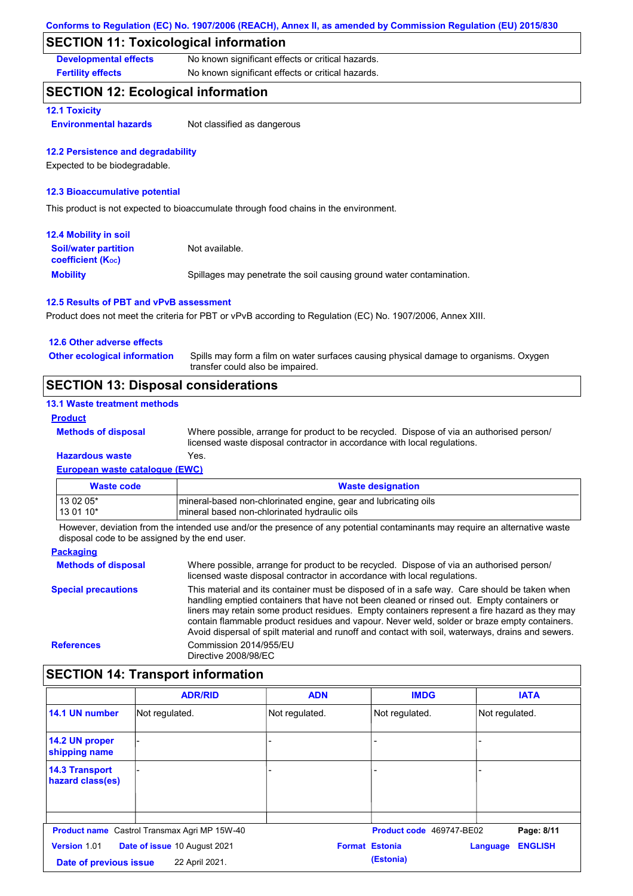## SECTION 11: Toxicological information

**Developmental effects** No known significant effects or critical hazards.

**Fertility effects** No known significant effects or critical hazards.

## SECTION 12: Ecological information

### 12.1 Toxicity

**Environmental hazards** Not classified as dangerous

### 12.2 Persistence and degradability

Expected to be biodegradable.

### 12.3 Bioaccumulative potential

This product is not expected to bioaccumulate through food chains in the environment.

### 12.4 Mobility in soil

**Soil/water partition coefficient ($K_{OC}$)** Not available.

**Mobility** Spillages may penetrate the soil causing ground water contamination.

### 12.5 Results of PBT and vPvB assessment

Product does not meet the criteria for PBT or vPvB according to Regulation (EC) No. 1907/2006, Annex XIII.

### 12.6 Other adverse effects

**Other ecological information** Spills may form a film on water surfaces causing physical damage to organisms. Oxygen transfer could also be impaired.

## SECTION 13: Disposal considerations

### 13.1 Waste treatment methods

**Product**

**Methods of disposal** Where possible, arrange for product to be recycled. Dispose of via an authorised person/ licensed waste disposal contractor in accordance with local regulations.

**Hazardous waste** Yes.

**European waste catalogue (EWC)**

| Waste code | Waste designation |
|---|---|
| 13 02 05* | mineral-based non-chlorinated engine, gear and lubricating oils |
| 13 01 10* | mineral based non-chlorinated hydraulic oils |

However, deviation from the intended use and/or the presence of any potential contaminants may require an alternative waste disposal code to be assigned by the end user.

**Packaging**

**Methods of disposal** Where possible, arrange for product to be recycled. Dispose of via an authorised person/ licensed waste disposal contractor in accordance with local regulations.

**Special precautions** This material and its container must be disposed of in a safe way. Care should be taken when handling emptied containers that have not been cleaned or rinsed out. Empty containers or liners may retain some product residues. Empty containers represent a fire hazard as they may contain flammable product residues and vapour. Never weld, solder or braze empty containers. Avoid dispersal of spilt material and runoff and contact with soil, waterways, drains and sewers.

**References** Commission 2014/955/EU
Directive 2008/98/EC

## SECTION 14: Transport information

| | ADR/RID | ADN | IMDG | IATA |
|---|---|---|---|---|
| 14.1 UN number | Not regulated. | Not regulated. | Not regulated. | Not regulated. |
| 14.2 UN proper shipping name | - | - | - | - |
| 14.3 Transport hazard class(es) | - | - | - | - |

**Product name** Castrol Transmax Agri MP 15W-40 **Product code** 469747-BE02
**Version** 1.01 **Date of issue** 10 August 2021 **Format** Estonia (Estonia) **Language** ENGLISH
**Date of previous issue** 22 April 2021.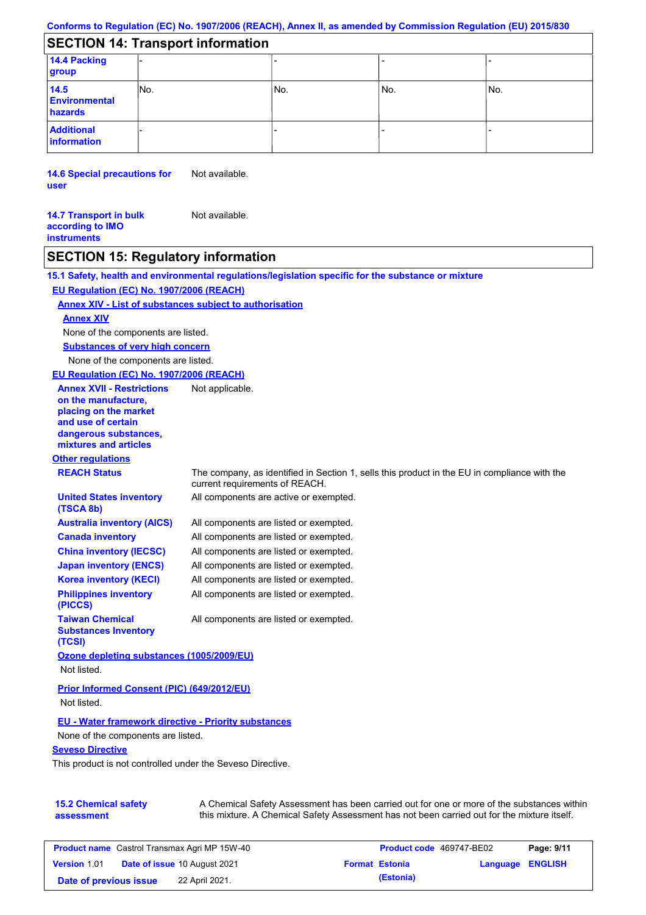## SECTION 14: Transport information

| | | | | |
|---|---|---|---|---|
| **14.4 Packing group** | - | - | - | - |
| **14.5 Environmental hazards** | No. | No. | No. | No. |
| **Additional information** | - | - | - | - |

**14.6 Special precautions for user** Not available.

**14.7 Transport in bulk according to IMO instruments** Not available.

## SECTION 15: Regulatory information

**15.1 Safety, health and environmental regulations/legislation specific for the substance or mixture**

**EU Regulation (EC) No. 1907/2006 (REACH)**

**Annex XIV - List of substances subject to authorisation**

**Annex XIV**

None of the components are listed.

**Substances of very high concern**

None of the components are listed.

**EU Regulation (EC) No. 1907/2006 (REACH)**

**Annex XVII - Restrictions on the manufacture, placing on the market and use of certain dangerous substances, mixtures and articles** Not applicable.

**Other regulations**

**REACH Status** The company, as identified in Section 1, sells this product in the EU in compliance with the current requirements of REACH.

**United States inventory (TSCA 8b)** All components are active or exempted.

**Australia inventory (AICS)** All components are listed or exempted.

**Canada inventory** All components are listed or exempted.

**China inventory (IECSC)** All components are listed or exempted.

**Japan inventory (ENCS)** All components are listed or exempted.

**Korea inventory (KECI)** All components are listed or exempted.

**Philippines inventory (PICCS)** All components are listed or exempted.

**Taiwan Chemical Substances Inventory (TCSI)** All components are listed or exempted.

**Ozone depleting substances (1005/2009/EU)**

Not listed.

**Prior Informed Consent (PIC) (649/2012/EU)**

Not listed.

**EU - Water framework directive - Priority substances**

None of the components are listed.

**Seveso Directive**

This product is not controlled under the Seveso Directive.

**15.2 Chemical safety assessment** A Chemical Safety Assessment has been carried out for one or more of the substances within this mixture. A Chemical Safety Assessment has not been carried out for the mixture itself.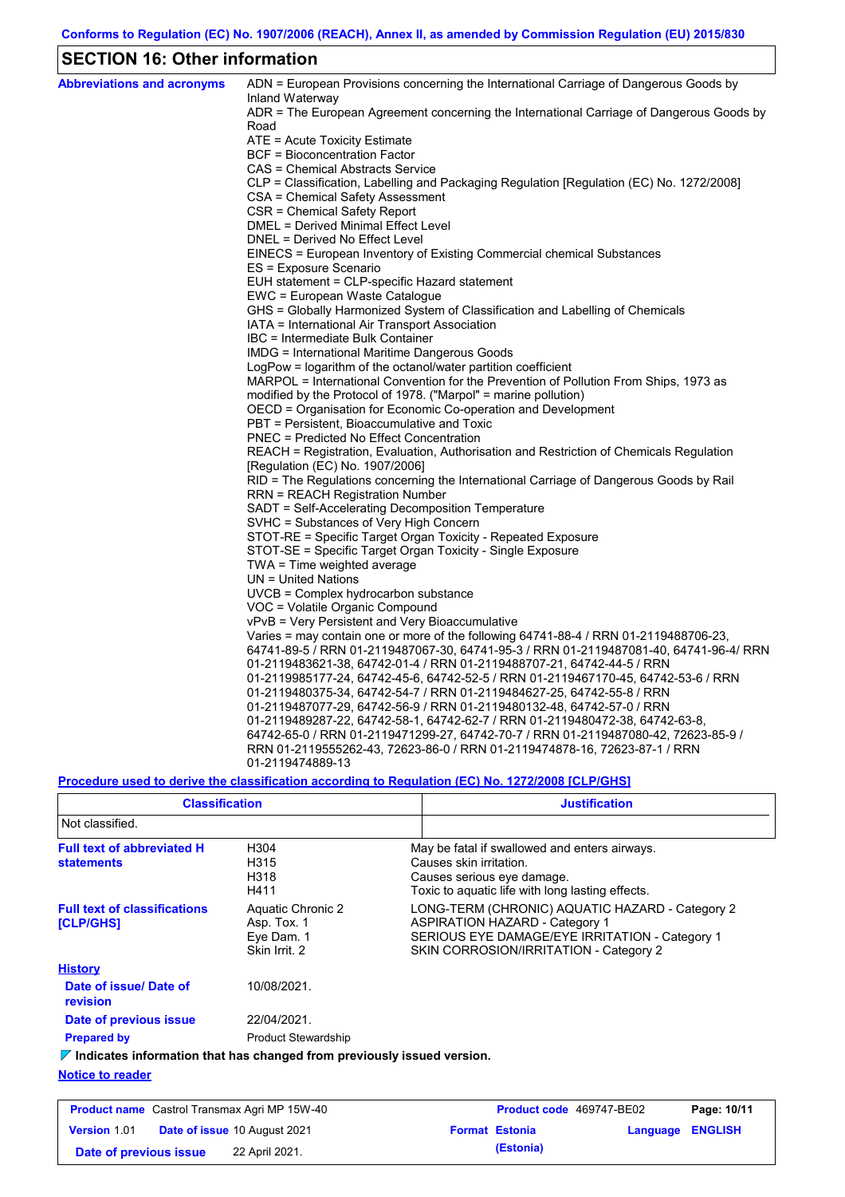## SECTION 16: Other information

**Abbreviations and acronyms**

ADN = European Provisions concerning the International Carriage of Dangerous Goods by Inland Waterway
ADR = The European Agreement concerning the International Carriage of Dangerous Goods by Road
ATE = Acute Toxicity Estimate
BCF = Bioconcentration Factor
CAS = Chemical Abstracts Service
CLP = Classification, Labelling and Packaging Regulation [Regulation (EC) No. 1272/2008]
CSA = Chemical Safety Assessment
CSR = Chemical Safety Report
DMEL = Derived Minimal Effect Level
DNEL = Derived No Effect Level
EINECS = European Inventory of Existing Commercial chemical Substances
ES = Exposure Scenario
EUH statement = CLP-specific Hazard statement
EWC = European Waste Catalogue
GHS = Globally Harmonized System of Classification and Labelling of Chemicals
IATA = International Air Transport Association
IBC = Intermediate Bulk Container
IMDG = International Maritime Dangerous Goods
LogPow = logarithm of the octanol/water partition coefficient
MARPOL = International Convention for the Prevention of Pollution From Ships, 1973 as modified by the Protocol of 1978. ("Marpol" = marine pollution)
OECD = Organisation for Economic Co-operation and Development
PBT = Persistent, Bioaccumulative and Toxic
PNEC = Predicted No Effect Concentration
REACH = Registration, Evaluation, Authorisation and Restriction of Chemicals Regulation [Regulation (EC) No. 1907/2006]
RID = The Regulations concerning the International Carriage of Dangerous Goods by Rail
RRN = REACH Registration Number
SADT = Self-Accelerating Decomposition Temperature
SVHC = Substances of Very High Concern
STOT-RE = Specific Target Organ Toxicity - Repeated Exposure
STOT-SE = Specific Target Organ Toxicity - Single Exposure
TWA = Time weighted average
UN = United Nations
UVCB = Complex hydrocarbon substance
VOC = Volatile Organic Compound
vPvB = Very Persistent and Very Bioaccumulative
Varies = may contain one or more of the following 64741-88-4 / RRN 01-2119488706-23, 64741-89-5 / RRN 01-2119487067-30, 64741-95-3 / RRN 01-2119487081-40, 64741-96-4/ RRN 01-2119483621-38, 64742-01-4 / RRN 01-2119488707-21, 64742-44-5 / RRN 01-2119985177-24, 64742-45-6, 64742-52-5 / RRN 01-2119467170-45, 64742-53-6 / RRN 01-2119480375-34, 64742-54-7 / RRN 01-2119484627-25, 64742-55-8 / RRN 01-2119487077-29, 64742-56-9 / RRN 01-2119480132-48, 64742-57-0 / RRN 01-2119489287-22, 64742-58-1, 64742-62-7 / RRN 01-2119480472-38, 64742-63-8, 64742-65-0 / RRN 01-2119471299-27, 64742-70-7 / RRN 01-2119487080-42, 72623-85-9 / RRN 01-2119555262-43, 72623-86-0 / RRN 01-2119474878-16, 72623-87-1 / RRN 01-2119474889-13

**Procedure used to derive the classification according to Regulation (EC) No. 1272/2008 [CLP/GHS]**

| Classification | Justification |
|---|---|
| Not classified. | |

**Full text of abbreviated H statements**

| | |
|---|---|
| H304 | May be fatal if swallowed and enters airways. |
| H315 | Causes skin irritation. |
| H318 | Causes serious eye damage. |
| H411 | Toxic to aquatic life with long lasting effects. |

**Full text of classifications [CLP/GHS]**

| | |
|---|---|
| Aquatic Chronic 2 | LONG-TERM (CHRONIC) AQUATIC HAZARD - Category 2 |
| Asp. Tox. 1 | ASPIRATION HAZARD - Category 1 |
| Eye Dam. 1 | SERIOUS EYE DAMAGE/EYE IRRITATION - Category 1 |
| Skin Irrit. 2 | SKIN CORROSION/IRRITATION - Category 2 |

**History**

**Date of issue/ Date of revision**: 10/08/2021.

**Date of previous issue**: 22/04/2021.

**Prepared by**: Product Stewardship

**Indicates information that has changed from previously issued version.**

**Notice to reader**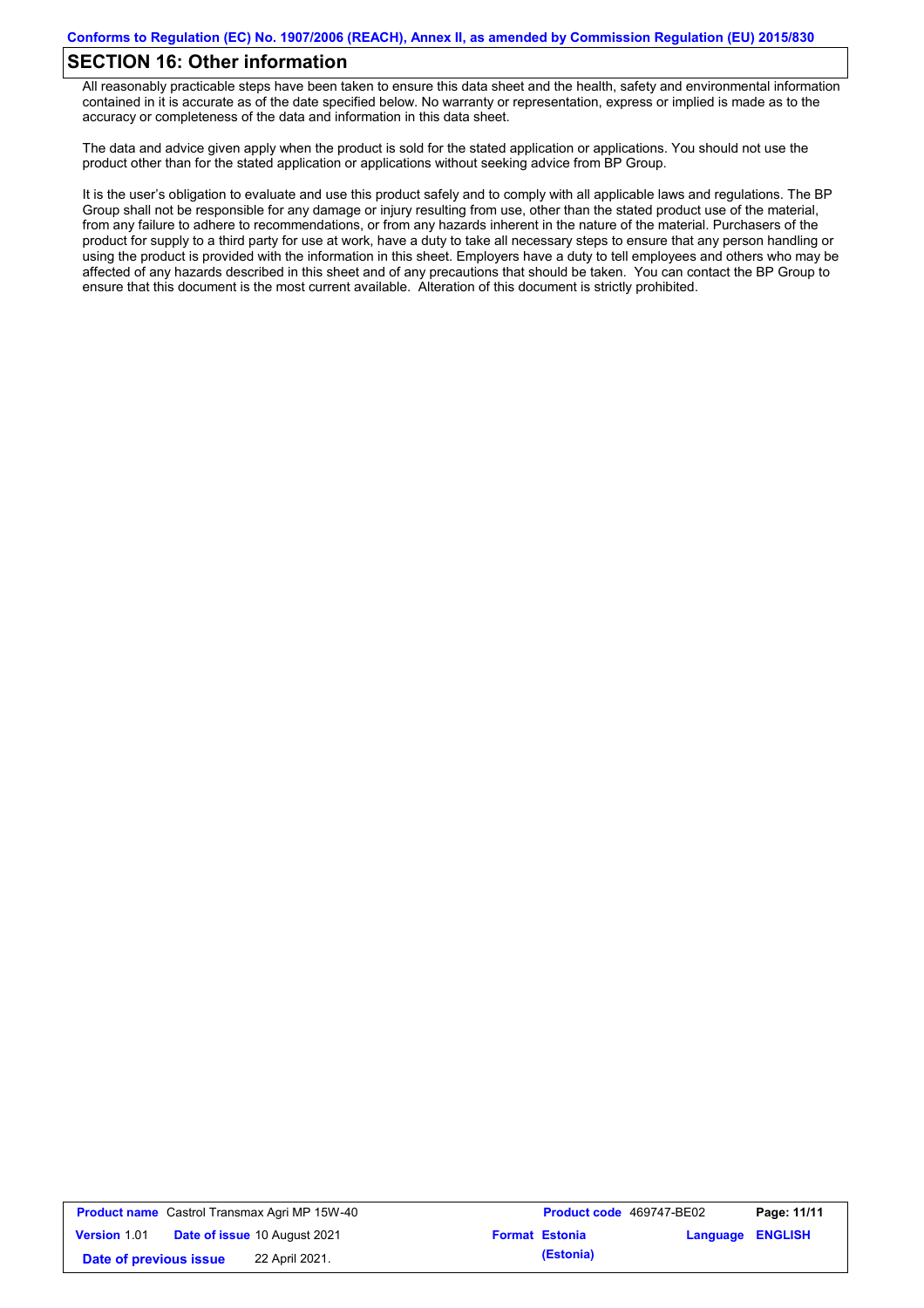## SECTION 16: Other information

All reasonably practicable steps have been taken to ensure this data sheet and the health, safety and environmental information contained in it is accurate as of the date specified below. No warranty or representation, express or implied is made as to the accuracy or completeness of the data and information in this data sheet.

The data and advice given apply when the product is sold for the stated application or applications. You should not use the product other than for the stated application or applications without seeking advice from BP Group.

It is the user's obligation to evaluate and use this product safely and to comply with all applicable laws and regulations. The BP Group shall not be responsible for any damage or injury resulting from use, other than the stated product use of the material, from any failure to adhere to recommendations, or from any hazards inherent in the nature of the material. Purchasers of the product for supply to a third party for use at work, have a duty to take all necessary steps to ensure that any person handling or using the product is provided with the information in this sheet. Employers have a duty to tell employees and others who may be affected of any hazards described in this sheet and of any precautions that should be taken. You can contact the BP Group to ensure that this document is the most current available. Alteration of this document is strictly prohibited.